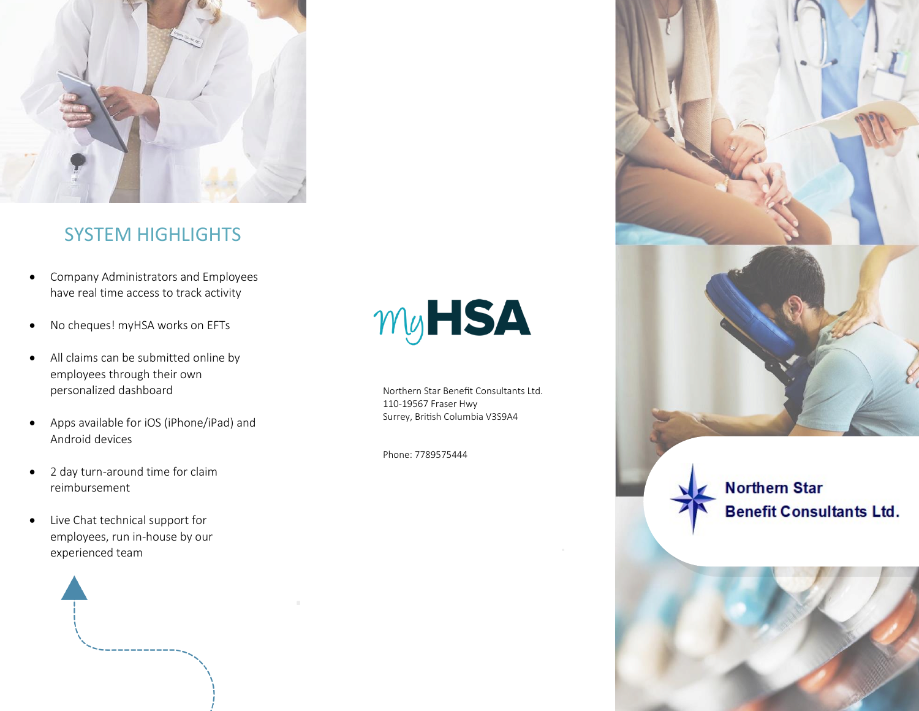## SYSTEM HIGHLIGHTS

- Company Administrators and Employees have real time access to track activity
- No cheques! myHSA works on EFTs
- All claims can be submitted online by employees through their own personalized dashboard
- Apps available for iOS (iPhone/iPad) and Android devices
- 2 day turn-around time for claim reimbursement
- Live Chat technical support for employees, run in-house by our experienced team

# myHSA

Northern Star Benefit Consultants Ltd.
110-19567 Fraser Hwy
Surrey, British Columbia V3S9A4

Phone: 7789575444

**Northern Star Benefit Consultants Ltd.**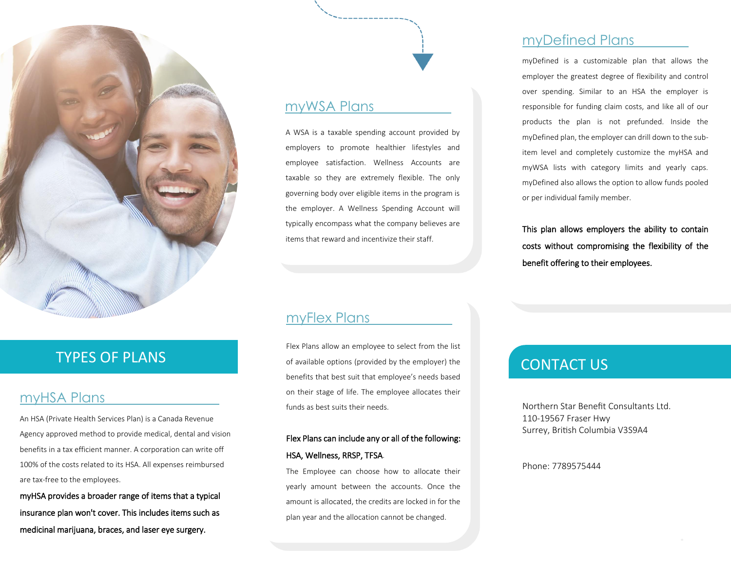## TYPES OF PLANS

### myHSA Plans

An HSA (Private Health Services Plan) is a Canada Revenue Agency approved method to provide medical, dental and vision benefits in a tax efficient manner. A corporation can write off 100% of the costs related to its HSA. All expenses reimbursed are tax-free to the employees.

myHSA provides a broader range of items that a typical insurance plan won't cover. This includes items such as medicinal marijuana, braces, and laser eye surgery.

### myWSA Plans

A WSA is a taxable spending account provided by employers to promote healthier lifestyles and employee satisfaction. Wellness Accounts are taxable so they are extremely flexible. The only governing body over eligible items in the program is the employer. A Wellness Spending Account will typically encompass what the company believes are items that reward and incentivize their staff.

### myFlex Plans

Flex Plans allow an employee to select from the list of available options (provided by the employer) the benefits that best suit that employee's needs based on their stage of life. The employee allocates their funds as best suits their needs.

**Flex Plans can include any or all of the following: HSA, Wellness, RRSP, TFSA.**

The Employee can choose how to allocate their yearly amount between the accounts. Once the amount is allocated, the credits are locked in for the plan year and the allocation cannot be changed.

### myDefined Plans

myDefined is a customizable plan that allows the employer the greatest degree of flexibility and control over spending. Similar to an HSA the employer is responsible for funding claim costs, and like all of our products the plan is not prefunded. Inside the myDefined plan, the employer can drill down to the sub-item level and completely customize the myHSA and myWSA lists with category limits and yearly caps. myDefined also allows the option to allow funds pooled or per individual family member.

This plan allows employers the ability to contain costs without compromising the flexibility of the benefit offering to their employees.

## CONTACT US

Northern Star Benefit Consultants Ltd.
110-19567 Fraser Hwy
Surrey, British Columbia V3S9A4

Phone: 7789575444